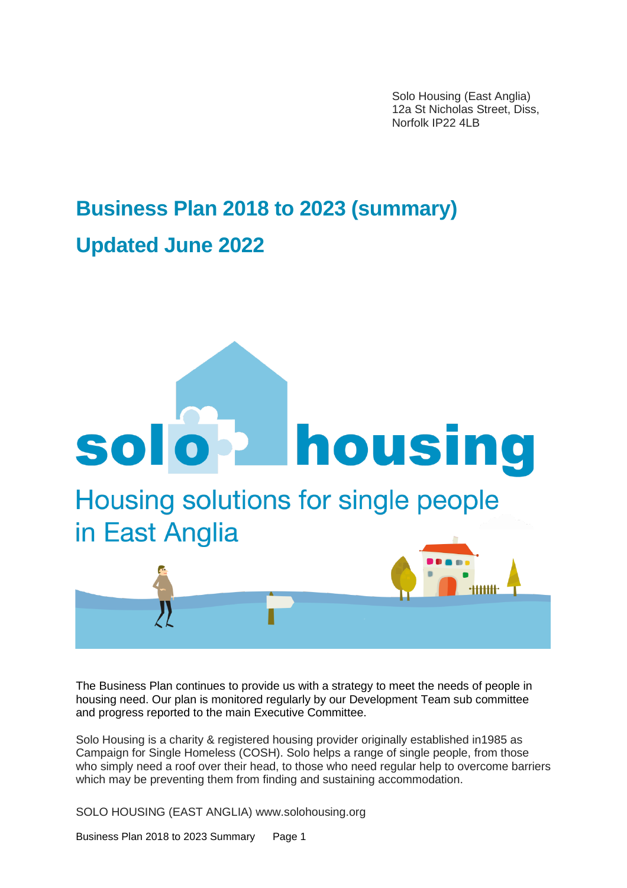Solo Housing (East Anglia)
12a St Nicholas Street, Diss,
Norfolk IP22 4LB

# Business Plan 2018 to 2023 (summary)

## Updated June 2022

solo housing

Housing solutions for single people in East Anglia

The Business Plan continues to provide us with a strategy to meet the needs of people in housing need. Our plan is monitored regularly by our Development Team sub committee and progress reported to the main Executive Committee.

Solo Housing is a charity & registered housing provider originally established in1985 as Campaign for Single Homeless (COSH). Solo helps a range of single people, from those who simply need a roof over their head, to those who need regular help to overcome barriers which may be preventing them from finding and sustaining accommodation.

SOLO HOUSING (EAST ANGLIA) www.solohousing.org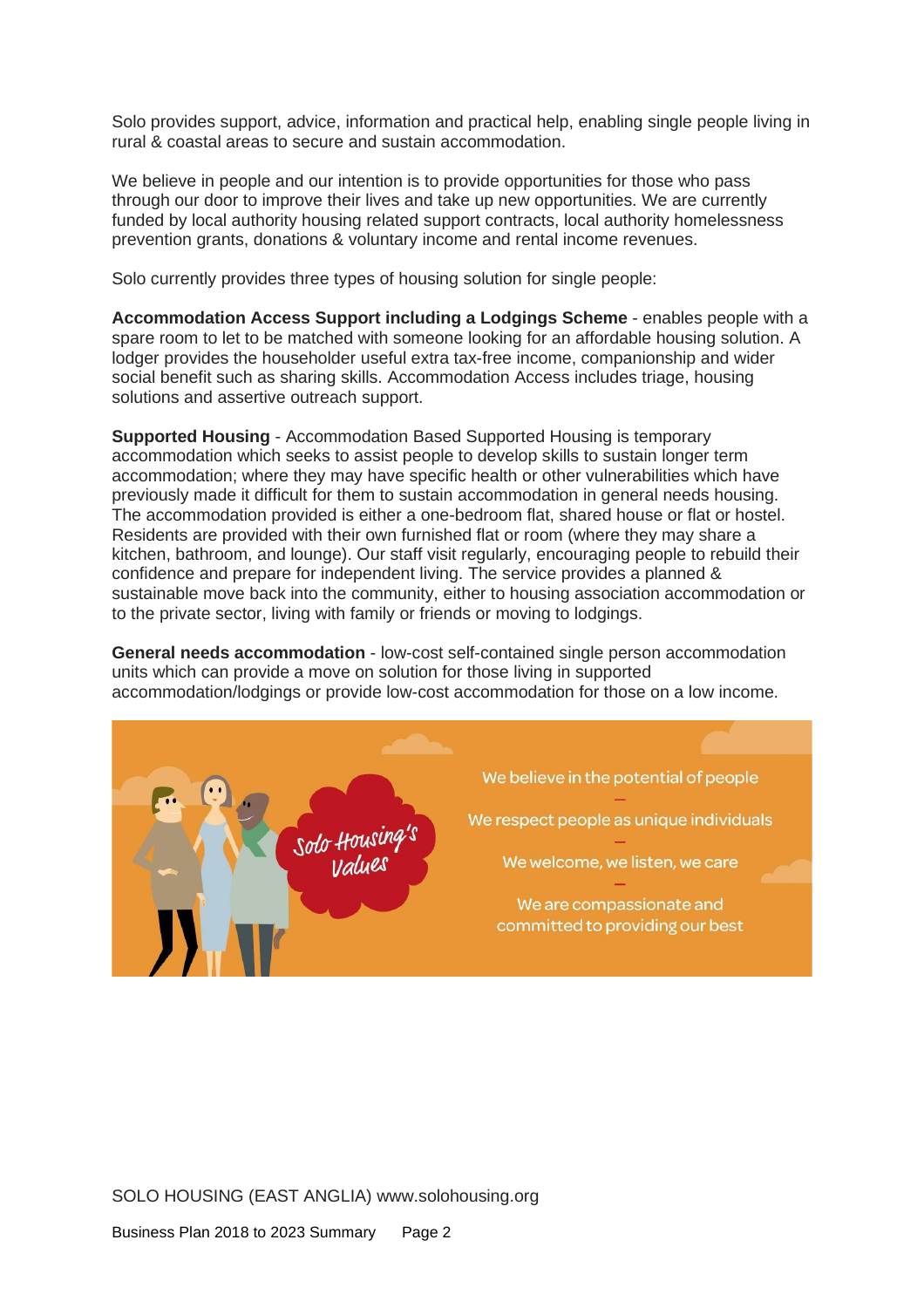Solo provides support, advice, information and practical help, enabling single people living in rural & coastal areas to secure and sustain accommodation.

We believe in people and our intention is to provide opportunities for those who pass through our door to improve their lives and take up new opportunities. We are currently funded by local authority housing related support contracts, local authority homelessness prevention grants, donations & voluntary income and rental income revenues.

Solo currently provides three types of housing solution for single people:

**Accommodation Access Support including a Lodgings Scheme** - enables people with a spare room to let to be matched with someone looking for an affordable housing solution. A lodger provides the householder useful extra tax-free income, companionship and wider social benefit such as sharing skills. Accommodation Access includes triage, housing solutions and assertive outreach support.

**Supported Housing** - Accommodation Based Supported Housing is temporary accommodation which seeks to assist people to develop skills to sustain longer term accommodation; where they may have specific health or other vulnerabilities which have previously made it difficult for them to sustain accommodation in general needs housing. The accommodation provided is either a one-bedroom flat, shared house or flat or hostel. Residents are provided with their own furnished flat or room (where they may share a kitchen, bathroom, and lounge). Our staff visit regularly, encouraging people to rebuild their confidence and prepare for independent living. The service provides a planned & sustainable move back into the community, either to housing association accommodation or to the private sector, living with family or friends or moving to lodgings.

**General needs accommodation** - low-cost self-contained single person accommodation units which can provide a move on solution for those living in supported accommodation/lodgings or provide low-cost accommodation for those on a low income.

Solo Housing's Values

We believe in the potential of people

We respect people as unique individuals

We welcome, we listen, we care

We are compassionate and committed to providing our best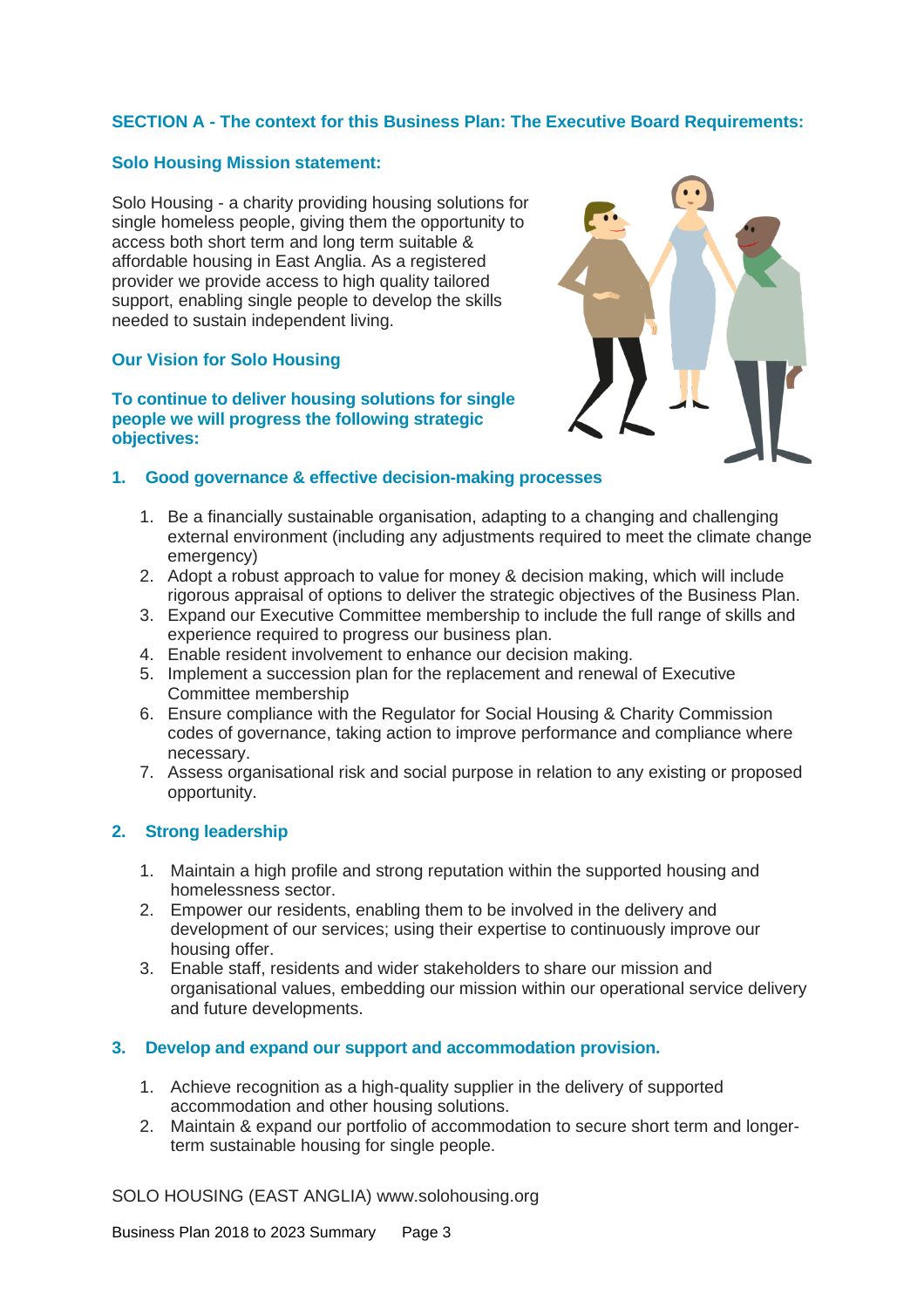## SECTION A - The context for this Business Plan: The Executive Board Requirements:

### Solo Housing Mission statement:

Solo Housing - a charity providing housing solutions for single homeless people, giving them the opportunity to access both short term and long term suitable & affordable housing in East Anglia. As a registered provider we provide access to high quality tailored support, enabling single people to develop the skills needed to sustain independent living.

### Our Vision for Solo Housing

**To continue to deliver housing solutions for single people we will progress the following strategic objectives:**

### 1. Good governance & effective decision-making processes

1. Be a financially sustainable organisation, adapting to a changing and challenging external environment (including any adjustments required to meet the climate change emergency)
2. Adopt a robust approach to value for money & decision making, which will include rigorous appraisal of options to deliver the strategic objectives of the Business Plan.
3. Expand our Executive Committee membership to include the full range of skills and experience required to progress our business plan.
4. Enable resident involvement to enhance our decision making.
5. Implement a succession plan for the replacement and renewal of Executive Committee membership
6. Ensure compliance with the Regulator for Social Housing & Charity Commission codes of governance, taking action to improve performance and compliance where necessary.
7. Assess organisational risk and social purpose in relation to any existing or proposed opportunity.

### 2. Strong leadership

1. Maintain a high profile and strong reputation within the supported housing and homelessness sector.
2. Empower our residents, enabling them to be involved in the delivery and development of our services; using their expertise to continuously improve our housing offer.
3. Enable staff, residents and wider stakeholders to share our mission and organisational values, embedding our mission within our operational service delivery and future developments.

### 3. Develop and expand our support and accommodation provision.

1. Achieve recognition as a high-quality supplier in the delivery of supported accommodation and other housing solutions.
2. Maintain & expand our portfolio of accommodation to secure short term and longer-term sustainable housing for single people.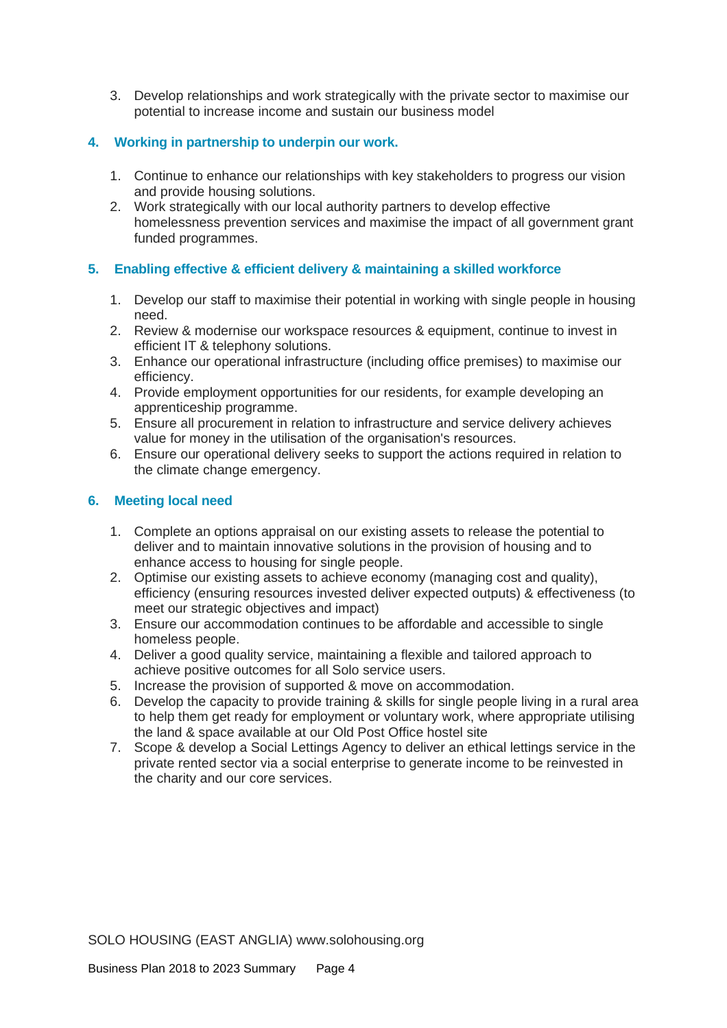3. Develop relationships and work strategically with the private sector to maximise our potential to increase income and sustain our business model

## 4. Working in partnership to underpin our work.

1. Continue to enhance our relationships with key stakeholders to progress our vision and provide housing solutions.
2. Work strategically with our local authority partners to develop effective homelessness prevention services and maximise the impact of all government grant funded programmes.

## 5. Enabling effective & efficient delivery & maintaining a skilled workforce

1. Develop our staff to maximise their potential in working with single people in housing need.
2. Review & modernise our workspace resources & equipment, continue to invest in efficient IT & telephony solutions.
3. Enhance our operational infrastructure (including office premises) to maximise our efficiency.
4. Provide employment opportunities for our residents, for example developing an apprenticeship programme.
5. Ensure all procurement in relation to infrastructure and service delivery achieves value for money in the utilisation of the organisation's resources.
6. Ensure our operational delivery seeks to support the actions required in relation to the climate change emergency.

## 6. Meeting local need

1. Complete an options appraisal on our existing assets to release the potential to deliver and to maintain innovative solutions in the provision of housing and to enhance access to housing for single people.
2. Optimise our existing assets to achieve economy (managing cost and quality), efficiency (ensuring resources invested deliver expected outputs) & effectiveness (to meet our strategic objectives and impact)
3. Ensure our accommodation continues to be affordable and accessible to single homeless people.
4. Deliver a good quality service, maintaining a flexible and tailored approach to achieve positive outcomes for all Solo service users.
5. Increase the provision of supported & move on accommodation.
6. Develop the capacity to provide training & skills for single people living in a rural area to help them get ready for employment or voluntary work, where appropriate utilising the land & space available at our Old Post Office hostel site
7. Scope & develop a Social Lettings Agency to deliver an ethical lettings service in the private rented sector via a social enterprise to generate income to be reinvested in the charity and our core services.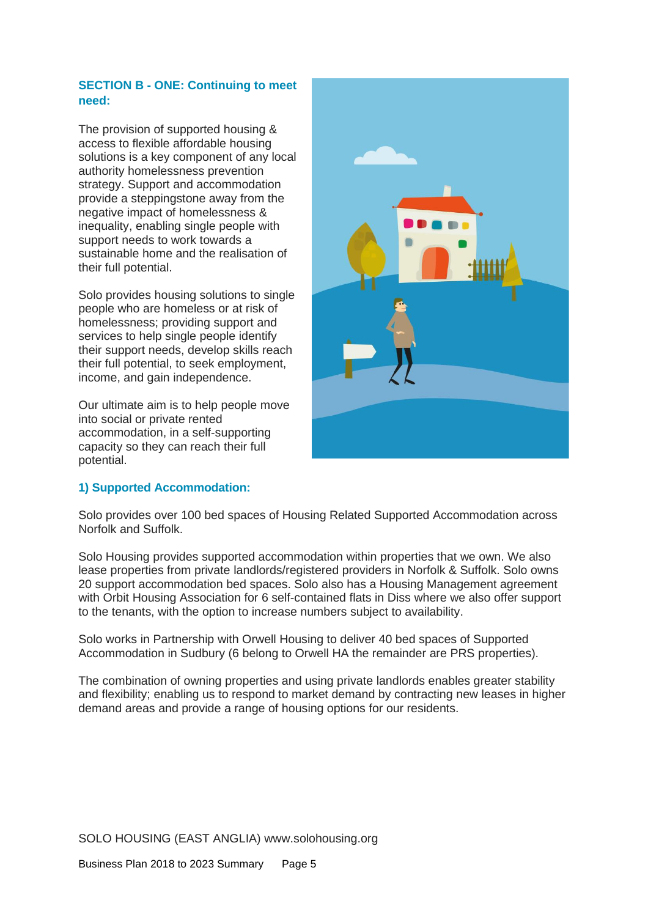## SECTION B - ONE: Continuing to meet need:

The provision of supported housing & access to flexible affordable housing solutions is a key component of any local authority homelessness prevention strategy. Support and accommodation provide a steppingstone away from the negative impact of homelessness & inequality, enabling single people with support needs to work towards a sustainable home and the realisation of their full potential.

Solo provides housing solutions to single people who are homeless or at risk of homelessness; providing support and services to help single people identify their support needs, develop skills reach their full potential, to seek employment, income, and gain independence.

Our ultimate aim is to help people move into social or private rented accommodation, in a self-supporting capacity so they can reach their full potential.

### 1) Supported Accommodation:

Solo provides over 100 bed spaces of Housing Related Supported Accommodation across Norfolk and Suffolk.

Solo Housing provides supported accommodation within properties that we own. We also lease properties from private landlords/registered providers in Norfolk & Suffolk. Solo owns 20 support accommodation bed spaces. Solo also has a Housing Management agreement with Orbit Housing Association for 6 self-contained flats in Diss where we also offer support to the tenants, with the option to increase numbers subject to availability.

Solo works in Partnership with Orwell Housing to deliver 40 bed spaces of Supported Accommodation in Sudbury (6 belong to Orwell HA the remainder are PRS properties).

The combination of owning properties and using private landlords enables greater stability and flexibility; enabling us to respond to market demand by contracting new leases in higher demand areas and provide a range of housing options for our residents.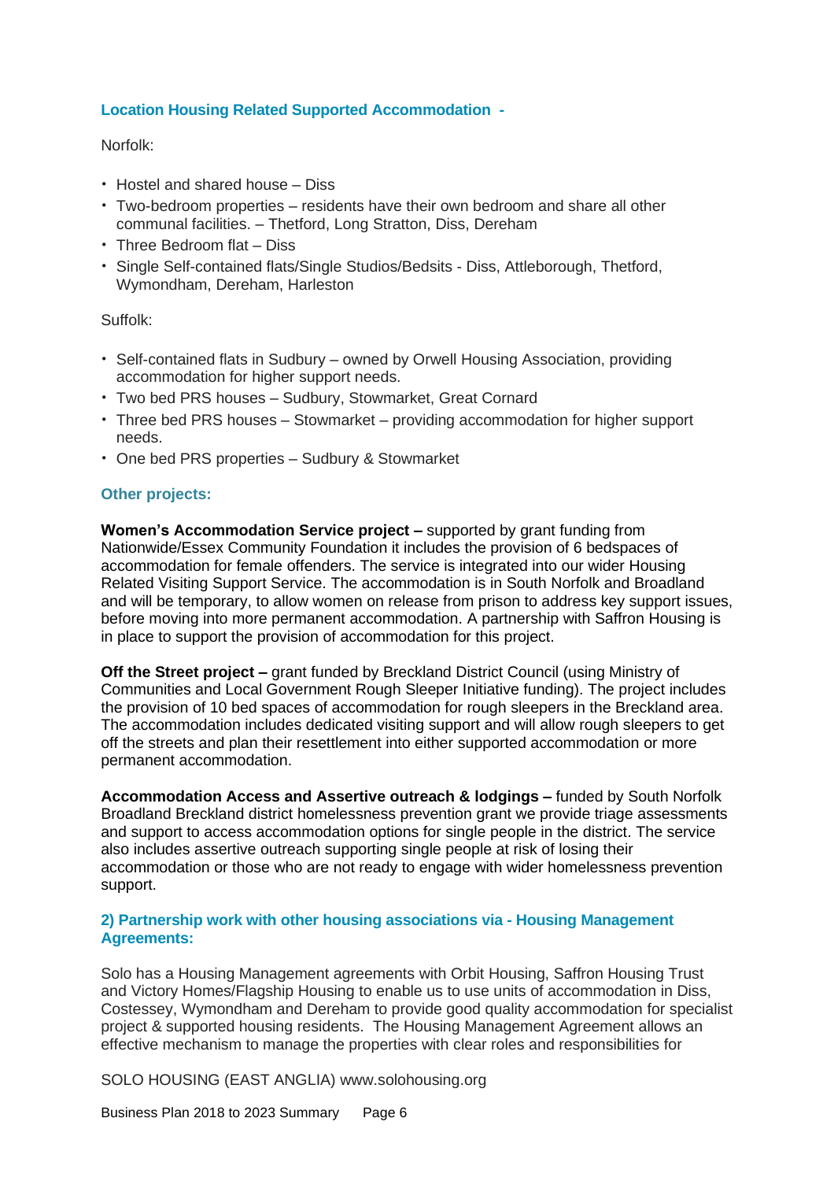### Location Housing Related Supported Accommodation -

Norfolk:

- Hostel and shared house – Diss
- Two-bedroom properties – residents have their own bedroom and share all other communal facilities. – Thetford, Long Stratton, Diss, Dereham
- Three Bedroom flat – Diss
- Single Self-contained flats/Single Studios/Bedsits - Diss, Attleborough, Thetford, Wymondham, Dereham, Harleston

Suffolk:

- Self-contained flats in Sudbury – owned by Orwell Housing Association, providing accommodation for higher support needs.
- Two bed PRS houses – Sudbury, Stowmarket, Great Cornard
- Three bed PRS houses – Stowmarket – providing accommodation for higher support needs.
- One bed PRS properties – Sudbury & Stowmarket

### Other projects:

**Women's Accommodation Service project –** supported by grant funding from Nationwide/Essex Community Foundation it includes the provision of 6 bedspaces of accommodation for female offenders. The service is integrated into our wider Housing Related Visiting Support Service. The accommodation is in South Norfolk and Broadland and will be temporary, to allow women on release from prison to address key support issues, before moving into more permanent accommodation. A partnership with Saffron Housing is in place to support the provision of accommodation for this project.

**Off the Street project –** grant funded by Breckland District Council (using Ministry of Communities and Local Government Rough Sleeper Initiative funding). The project includes the provision of 10 bed spaces of accommodation for rough sleepers in the Breckland area. The accommodation includes dedicated visiting support and will allow rough sleepers to get off the streets and plan their resettlement into either supported accommodation or more permanent accommodation.

**Accommodation Access and Assertive outreach & lodgings –** funded by South Norfolk Broadland Breckland district homelessness prevention grant we provide triage assessments and support to access accommodation options for single people in the district. The service also includes assertive outreach supporting single people at risk of losing their accommodation or those who are not ready to engage with wider homelessness prevention support.

### 2) Partnership work with other housing associations via - Housing Management Agreements:

Solo has a Housing Management agreements with Orbit Housing, Saffron Housing Trust and Victory Homes/Flagship Housing to enable us to use units of accommodation in Diss, Costessey, Wymondham and Dereham to provide good quality accommodation for specialist project & supported housing residents. The Housing Management Agreement allows an effective mechanism to manage the properties with clear roles and responsibilities for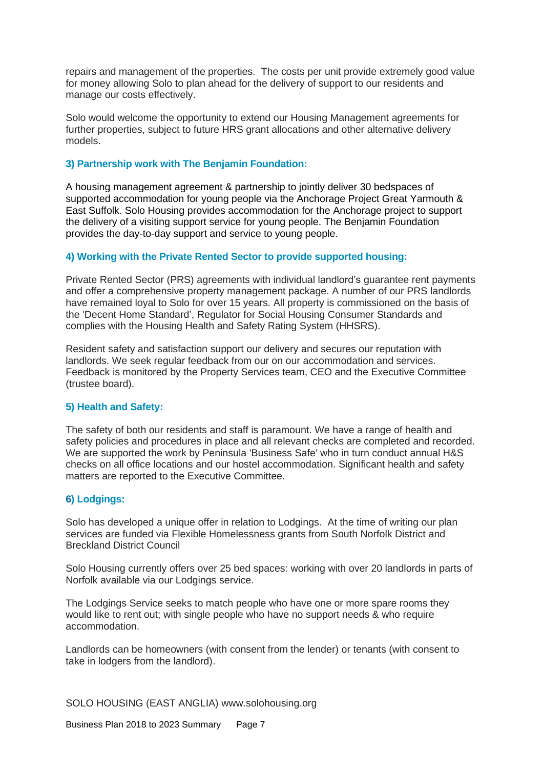repairs and management of the properties.  The costs per unit provide extremely good value for money allowing Solo to plan ahead for the delivery of support to our residents and manage our costs effectively.

Solo would welcome the opportunity to extend our Housing Management agreements for further properties, subject to future HRS grant allocations and other alternative delivery models.

### 3) Partnership work with The Benjamin Foundation:

A housing management agreement & partnership to jointly deliver 30 bedspaces of supported accommodation for young people via the Anchorage Project Great Yarmouth & East Suffolk. Solo Housing provides accommodation for the Anchorage project to support the delivery of a visiting support service for young people. The Benjamin Foundation provides the day-to-day support and service to young people.

### 4) Working with the Private Rented Sector to provide supported housing:

Private Rented Sector (PRS) agreements with individual landlord's guarantee rent payments and offer a comprehensive property management package. A number of our PRS landlords have remained loyal to Solo for over 15 years. All property is commissioned on the basis of the 'Decent Home Standard', Regulator for Social Housing Consumer Standards and complies with the Housing Health and Safety Rating System (HHSRS).

Resident safety and satisfaction support our delivery and secures our reputation with landlords. We seek regular feedback from our on our accommodation and services. Feedback is monitored by the Property Services team, CEO and the Executive Committee (trustee board).

### 5) Health and Safety:

The safety of both our residents and staff is paramount. We have a range of health and safety policies and procedures in place and all relevant checks are completed and recorded. We are supported the work by Peninsula 'Business Safe' who in turn conduct annual H&S checks on all office locations and our hostel accommodation. Significant health and safety matters are reported to the Executive Committee.

### 6) Lodgings:

Solo has developed a unique offer in relation to Lodgings.  At the time of writing our plan services are funded via Flexible Homelessness grants from South Norfolk District and Breckland District Council

Solo Housing currently offers over 25 bed spaces: working with over 20 landlords in parts of Norfolk available via our Lodgings service.

The Lodgings Service seeks to match people who have one or more spare rooms they would like to rent out; with single people who have no support needs & who require accommodation.

Landlords can be homeowners (with consent from the lender) or tenants (with consent to take in lodgers from the landlord).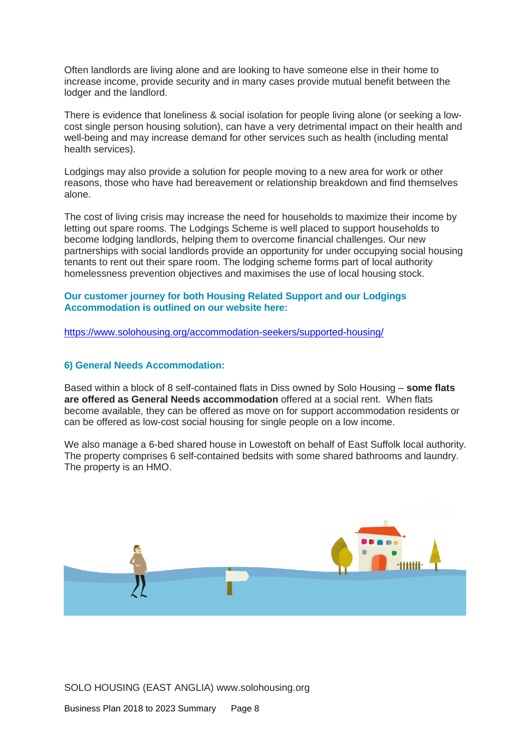Often landlords are living alone and are looking to have someone else in their home to increase income, provide security and in many cases provide mutual benefit between the lodger and the landlord.

There is evidence that loneliness & social isolation for people living alone (or seeking a low-cost single person housing solution), can have a very detrimental impact on their health and well-being and may increase demand for other services such as health (including mental health services).

Lodgings may also provide a solution for people moving to a new area for work or other reasons, those who have had bereavement or relationship breakdown and find themselves alone.

The cost of living crisis may increase the need for households to maximize their income by letting out spare rooms. The Lodgings Scheme is well placed to support households to become lodging landlords, helping them to overcome financial challenges. Our new partnerships with social landlords provide an opportunity for under occupying social housing tenants to rent out their spare room. The lodging scheme forms part of local authority homelessness prevention objectives and maximises the use of local housing stock.

**Our customer journey for both Housing Related Support and our Lodgings Accommodation is outlined on our website here:**

https://www.solohousing.org/accommodation-seekers/supported-housing/

### 6) General Needs Accommodation:

Based within a block of 8 self-contained flats in Diss owned by Solo Housing – **some flats are offered as General Needs accommodation** offered at a social rent. When flats become available, they can be offered as move on for support accommodation residents or can be offered as low-cost social housing for single people on a low income.

We also manage a 6-bed shared house in Lowestoft on behalf of East Suffolk local authority. The property comprises 6 self-contained bedsits with some shared bathrooms and laundry. The property is an HMO.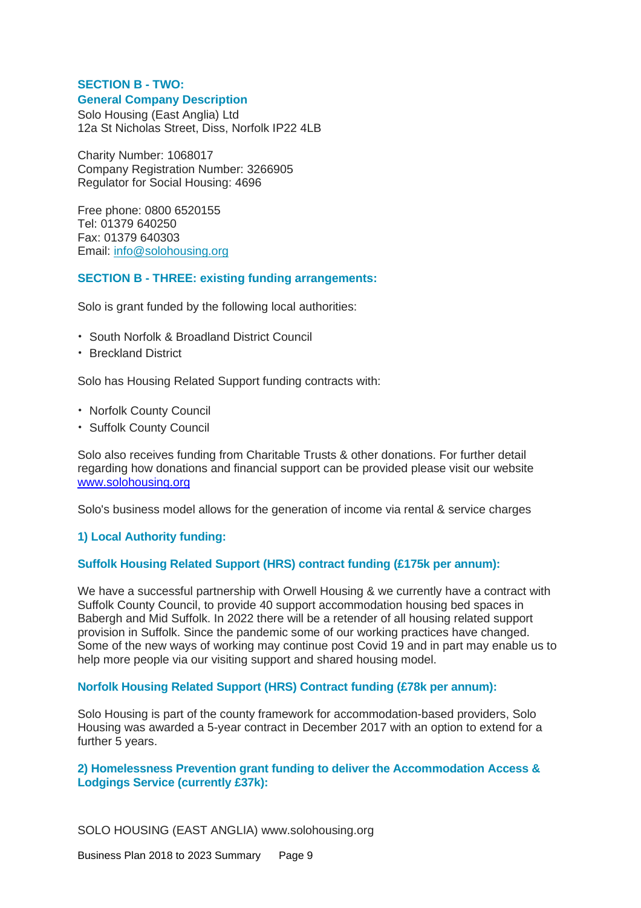## SECTION B - TWO:

### General Company Description

Solo Housing (East Anglia) Ltd
12a St Nicholas Street, Diss, Norfolk IP22 4LB

Charity Number: 1068017
Company Registration Number: 3266905
Regulator for Social Housing: 4696

Free phone: 0800 6520155
Tel: 01379 640250
Fax: 01379 640303
Email: info@solohousing.org

## SECTION B - THREE: existing funding arrangements:

Solo is grant funded by the following local authorities:

- South Norfolk & Broadland District Council
- Breckland District

Solo has Housing Related Support funding contracts with:

- Norfolk County Council
- Suffolk County Council

Solo also receives funding from Charitable Trusts & other donations. For further detail regarding how donations and financial support can be provided please visit our website www.solohousing.org

Solo's business model allows for the generation of income via rental & service charges

### 1) Local Authority funding:

#### Suffolk Housing Related Support (HRS) contract funding (£175k per annum):

We have a successful partnership with Orwell Housing & we currently have a contract with Suffolk County Council, to provide 40 support accommodation housing bed spaces in Babergh and Mid Suffolk. In 2022 there will be a retender of all housing related support provision in Suffolk. Since the pandemic some of our working practices have changed. Some of the new ways of working may continue post Covid 19 and in part may enable us to help more people via our visiting support and shared housing model.

#### Norfolk Housing Related Support (HRS) Contract funding (£78k per annum):

Solo Housing is part of the county framework for accommodation-based providers, Solo Housing was awarded a 5-year contract in December 2017 with an option to extend for a further 5 years.

### 2) Homelessness Prevention grant funding to deliver the Accommodation Access & Lodgings Service (currently £37k):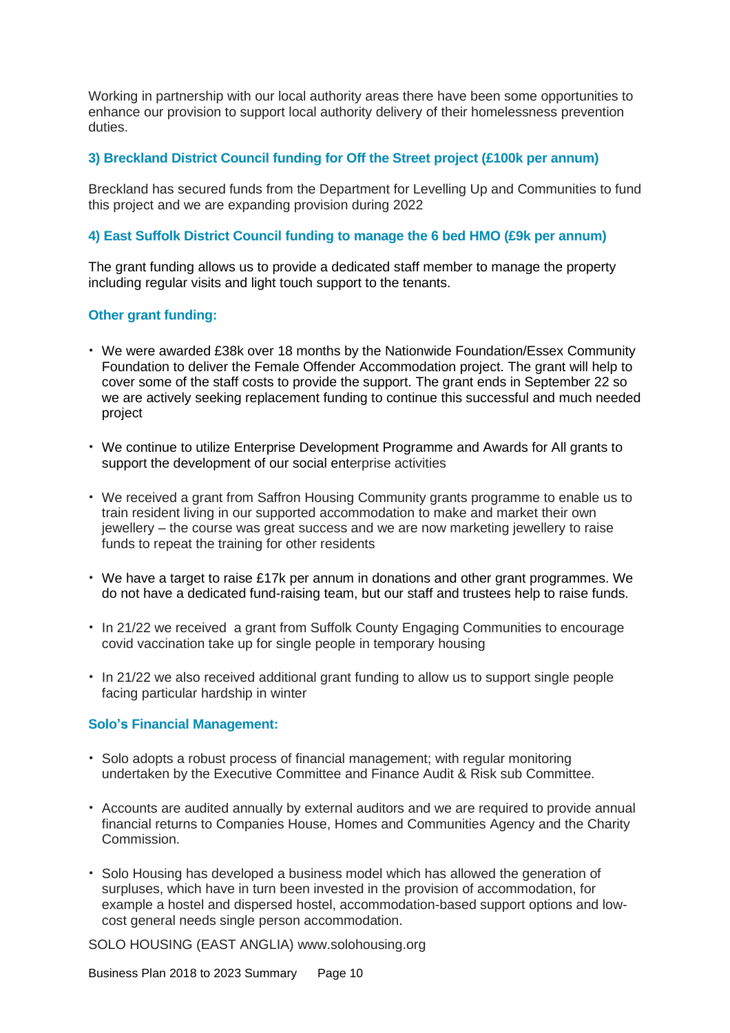Working in partnership with our local authority areas there have been some opportunities to enhance our provision to support local authority delivery of their homelessness prevention duties.

### 3) Breckland District Council funding for Off the Street project (£100k per annum)

Breckland has secured funds from the Department for Levelling Up and Communities to fund this project and we are expanding provision during 2022

### 4) East Suffolk District Council funding to manage the 6 bed HMO (£9k per annum)

The grant funding allows us to provide a dedicated staff member to manage the property including regular visits and light touch support to the tenants.

### Other grant funding:

- We were awarded £38k over 18 months by the Nationwide Foundation/Essex Community Foundation to deliver the Female Offender Accommodation project. The grant will help to cover some of the staff costs to provide the support. The grant ends in September 22 so we are actively seeking replacement funding to continue this successful and much needed project

- We continue to utilize Enterprise Development Programme and Awards for All grants to support the development of our social enterprise activities

- We received a grant from Saffron Housing Community grants programme to enable us to train resident living in our supported accommodation to make and market their own jewellery – the course was great success and we are now marketing jewellery to raise funds to repeat the training for other residents

- We have a target to raise £17k per annum in donations and other grant programmes. We do not have a dedicated fund-raising team, but our staff and trustees help to raise funds.

- In 21/22 we received a grant from Suffolk County Engaging Communities to encourage covid vaccination take up for single people in temporary housing

- In 21/22 we also received additional grant funding to allow us to support single people facing particular hardship in winter

### Solo's Financial Management:

- Solo adopts a robust process of financial management; with regular monitoring undertaken by the Executive Committee and Finance Audit & Risk sub Committee.

- Accounts are audited annually by external auditors and we are required to provide annual financial returns to Companies House, Homes and Communities Agency and the Charity Commission.

- Solo Housing has developed a business model which has allowed the generation of surpluses, which have in turn been invested in the provision of accommodation, for example a hostel and dispersed hostel, accommodation-based support options and low-cost general needs single person accommodation.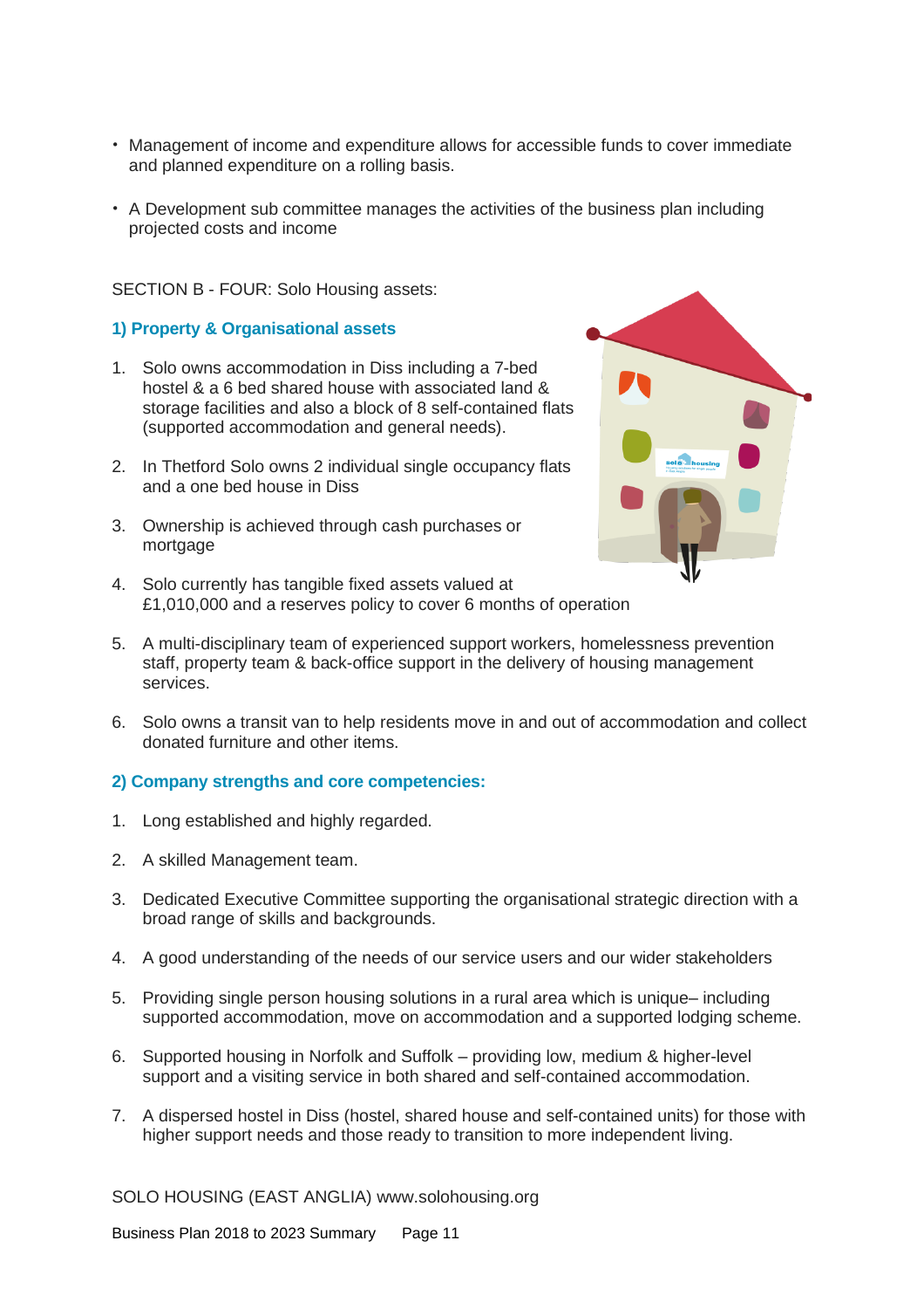- Management of income and expenditure allows for accessible funds to cover immediate and planned expenditure on a rolling basis.
- A Development sub committee manages the activities of the business plan including projected costs and income

SECTION B - FOUR: Solo Housing assets:

### 1) Property & Organisational assets

1. Solo owns accommodation in Diss including a 7-bed hostel & a 6 bed shared house with associated land & storage facilities and also a block of 8 self-contained flats (supported accommodation and general needs).
2. In Thetford Solo owns 2 individual single occupancy flats and a one bed house in Diss
3. Ownership is achieved through cash purchases or mortgage
4. Solo currently has tangible fixed assets valued at £1,010,000 and a reserves policy to cover 6 months of operation
5. A multi-disciplinary team of experienced support workers, homelessness prevention staff, property team & back-office support in the delivery of housing management services.
6. Solo owns a transit van to help residents move in and out of accommodation and collect donated furniture and other items.

### 2) Company strengths and core competencies:

1. Long established and highly regarded.
2. A skilled Management team.
3. Dedicated Executive Committee supporting the organisational strategic direction with a broad range of skills and backgrounds.
4. A good understanding of the needs of our service users and our wider stakeholders
5. Providing single person housing solutions in a rural area which is unique– including supported accommodation, move on accommodation and a supported lodging scheme.
6. Supported housing in Norfolk and Suffolk – providing low, medium & higher-level support and a visiting service in both shared and self-contained accommodation.
7. A dispersed hostel in Diss (hostel, shared house and self-contained units) for those with higher support needs and those ready to transition to more independent living.

SOLO HOUSING (EAST ANGLIA) www.solohousing.org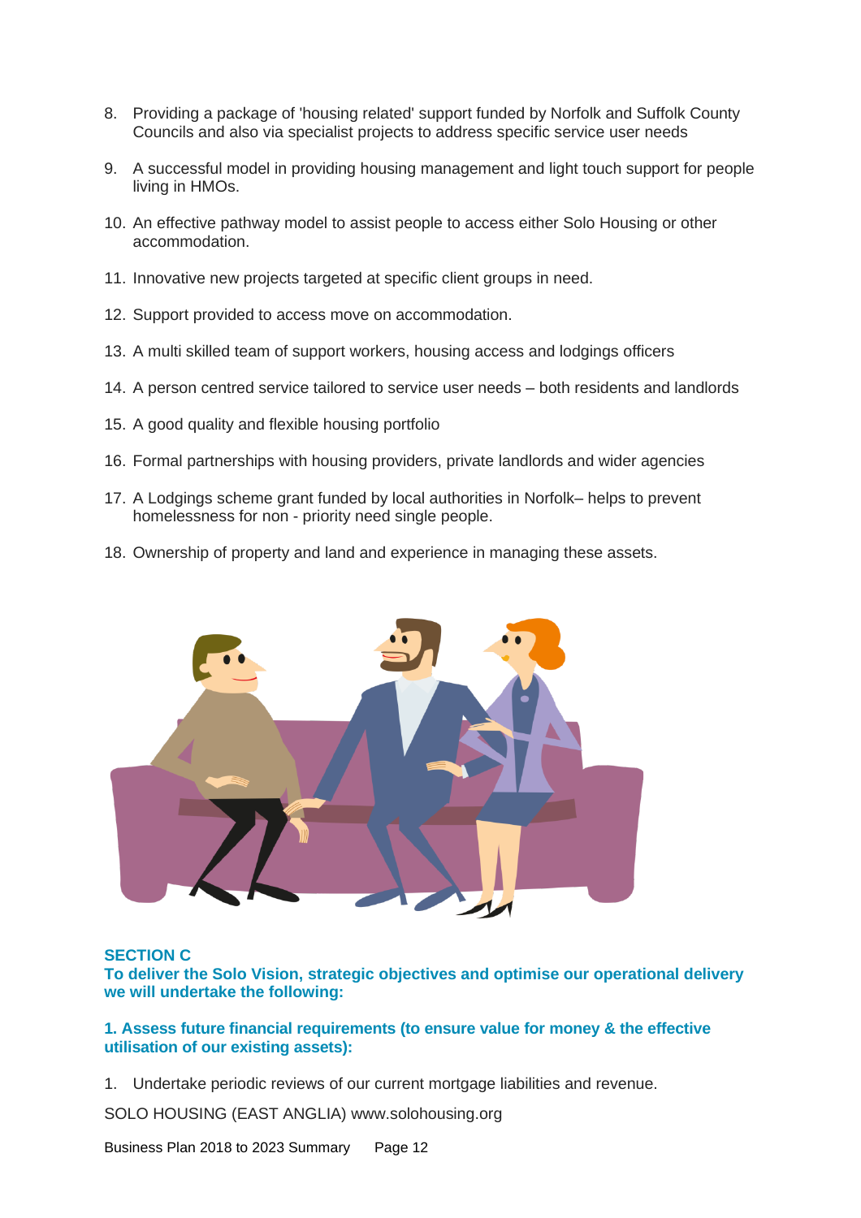8. Providing a package of 'housing related' support funded by Norfolk and Suffolk County Councils and also via specialist projects to address specific service user needs

9. A successful model in providing housing management and light touch support for people living in HMOs.

10. An effective pathway model to assist people to access either Solo Housing or other accommodation.

11. Innovative new projects targeted at specific client groups in need.

12. Support provided to access move on accommodation.

13. A multi skilled team of support workers, housing access and lodgings officers

14. A person centred service tailored to service user needs – both residents and landlords

15. A good quality and flexible housing portfolio

16. Formal partnerships with housing providers, private landlords and wider agencies

17. A Lodgings scheme grant funded by local authorities in Norfolk– helps to prevent homelessness for non - priority need single people.

18. Ownership of property and land and experience in managing these assets.

## SECTION C

## To deliver the Solo Vision, strategic objectives and optimise our operational delivery we will undertake the following:

### 1. Assess future financial requirements (to ensure value for money & the effective utilisation of our existing assets):

1. Undertake periodic reviews of our current mortgage liabilities and revenue.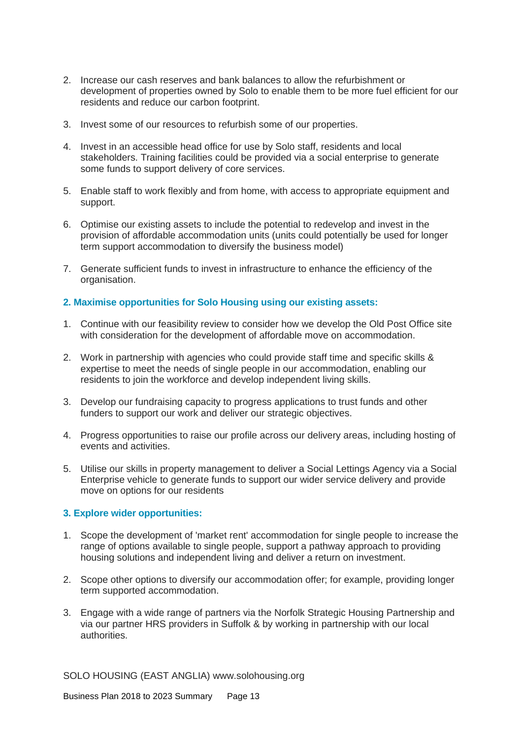2. Increase our cash reserves and bank balances to allow the refurbishment or development of properties owned by Solo to enable them to be more fuel efficient for our residents and reduce our carbon footprint.
3. Invest some of our resources to refurbish some of our properties.
4. Invest in an accessible head office for use by Solo staff, residents and local stakeholders. Training facilities could be provided via a social enterprise to generate some funds to support delivery of core services.
5. Enable staff to work flexibly and from home, with access to appropriate equipment and support.
6. Optimise our existing assets to include the potential to redevelop and invest in the provision of affordable accommodation units (units could potentially be used for longer term support accommodation to diversify the business model)
7. Generate sufficient funds to invest in infrastructure to enhance the efficiency of the organisation.

### 2. Maximise opportunities for Solo Housing using our existing assets:

1. Continue with our feasibility review to consider how we develop the Old Post Office site with consideration for the development of affordable move on accommodation.
2. Work in partnership with agencies who could provide staff time and specific skills & expertise to meet the needs of single people in our accommodation, enabling our residents to join the workforce and develop independent living skills.
3. Develop our fundraising capacity to progress applications to trust funds and other funders to support our work and deliver our strategic objectives.
4. Progress opportunities to raise our profile across our delivery areas, including hosting of events and activities.
5. Utilise our skills in property management to deliver a Social Lettings Agency via a Social Enterprise vehicle to generate funds to support our wider service delivery and provide move on options for our residents

### 3. Explore wider opportunities:

1. Scope the development of 'market rent' accommodation for single people to increase the range of options available to single people, support a pathway approach to providing housing solutions and independent living and deliver a return on investment.
2. Scope other options to diversify our accommodation offer; for example, providing longer term supported accommodation.
3. Engage with a wide range of partners via the Norfolk Strategic Housing Partnership and via our partner HRS providers in Suffolk & by working in partnership with our local authorities.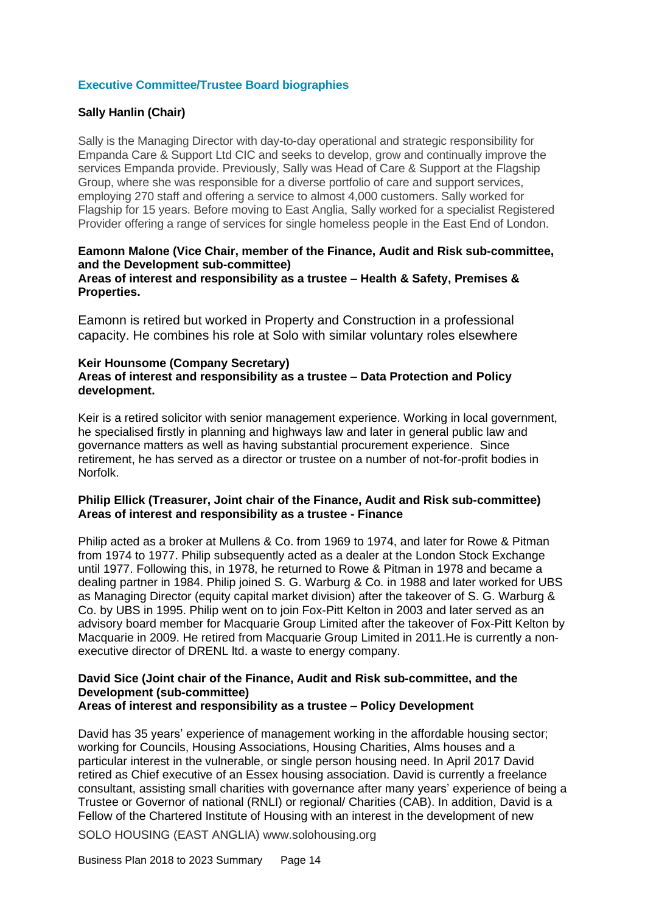## Executive Committee/Trustee Board biographies

**Sally Hanlin (Chair)**

Sally is the Managing Director with day-to-day operational and strategic responsibility for Empanda Care & Support Ltd CIC and seeks to develop, grow and continually improve the services Empanda provide. Previously, Sally was Head of Care & Support at the Flagship Group, where she was responsible for a diverse portfolio of care and support services, employing 270 staff and offering a service to almost 4,000 customers. Sally worked for Flagship for 15 years. Before moving to East Anglia, Sally worked for a specialist Registered Provider offering a range of services for single homeless people in the East End of London.

**Eamonn Malone (Vice Chair, member of the Finance, Audit and Risk sub-committee, and the Development sub-committee)**
**Areas of interest and responsibility as a trustee – Health & Safety, Premises & Properties.**

Eamonn is retired but worked in Property and Construction in a professional capacity. He combines his role at Solo with similar voluntary roles elsewhere

**Keir Hounsome (Company Secretary)**
**Areas of interest and responsibility as a trustee – Data Protection and Policy development.**

Keir is a retired solicitor with senior management experience. Working in local government, he specialised firstly in planning and highways law and later in general public law and governance matters as well as having substantial procurement experience. Since retirement, he has served as a director or trustee on a number of not-for-profit bodies in Norfolk.

**Philip Ellick (Treasurer, Joint chair of the Finance, Audit and Risk sub-committee)**
**Areas of interest and responsibility as a trustee - Finance**

Philip acted as a broker at Mullens & Co. from 1969 to 1974, and later for Rowe & Pitman from 1974 to 1977. Philip subsequently acted as a dealer at the London Stock Exchange until 1977. Following this, in 1978, he returned to Rowe & Pitman in 1978 and became a dealing partner in 1984. Philip joined S. G. Warburg & Co. in 1988 and later worked for UBS as Managing Director (equity capital market division) after the takeover of S. G. Warburg & Co. by UBS in 1995. Philip went on to join Fox-Pitt Kelton in 2003 and later served as an advisory board member for Macquarie Group Limited after the takeover of Fox-Pitt Kelton by Macquarie in 2009. He retired from Macquarie Group Limited in 2011.He is currently a non-executive director of DRENL ltd. a waste to energy company.

**David Sice (Joint chair of the Finance, Audit and Risk sub-committee, and the Development (sub-committee)**
**Areas of interest and responsibility as a trustee – Policy Development**

David has 35 years' experience of management working in the affordable housing sector; working for Councils, Housing Associations, Housing Charities, Alms houses and a particular interest in the vulnerable, or single person housing need. In April 2017 David retired as Chief executive of an Essex housing association. David is currently a freelance consultant, assisting small charities with governance after many years' experience of being a Trustee or Governor of national (RNLI) or regional/ Charities (CAB). In addition, David is a Fellow of the Chartered Institute of Housing with an interest in the development of new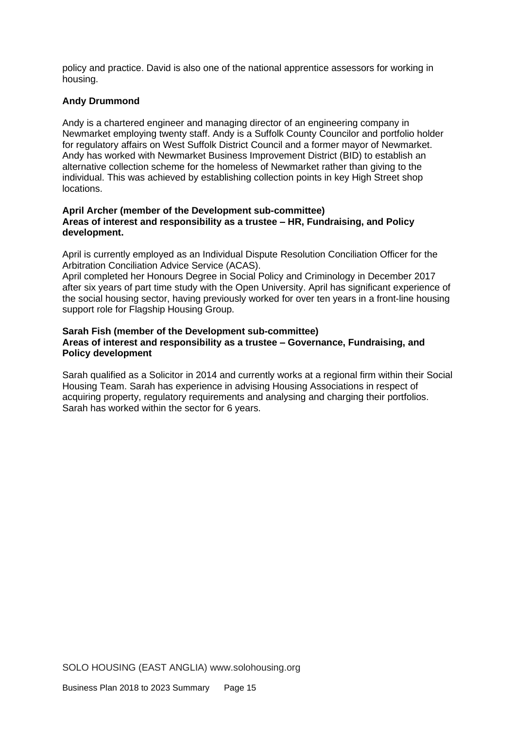policy and practice. David is also one of the national apprentice assessors for working in housing.

**Andy Drummond**

Andy is a chartered engineer and managing director of an engineering company in Newmarket employing twenty staff. Andy is a Suffolk County Councilor and portfolio holder for regulatory affairs on West Suffolk District Council and a former mayor of Newmarket. Andy has worked with Newmarket Business Improvement District (BID) to establish an alternative collection scheme for the homeless of Newmarket rather than giving to the individual. This was achieved by establishing collection points in key High Street shop locations.

**April Archer (member of the Development sub-committee)**
**Areas of interest and responsibility as a trustee – HR, Fundraising, and Policy development.**

April is currently employed as an Individual Dispute Resolution Conciliation Officer for the Arbitration Conciliation Advice Service (ACAS).
April completed her Honours Degree in Social Policy and Criminology in December 2017 after six years of part time study with the Open University. April has significant experience of the social housing sector, having previously worked for over ten years in a front-line housing support role for Flagship Housing Group.

**Sarah Fish (member of the Development sub-committee)**
**Areas of interest and responsibility as a trustee – Governance, Fundraising, and Policy development**

Sarah qualified as a Solicitor in 2014 and currently works at a regional firm within their Social Housing Team. Sarah has experience in advising Housing Associations in respect of acquiring property, regulatory requirements and analysing and charging their portfolios. Sarah has worked within the sector for 6 years.